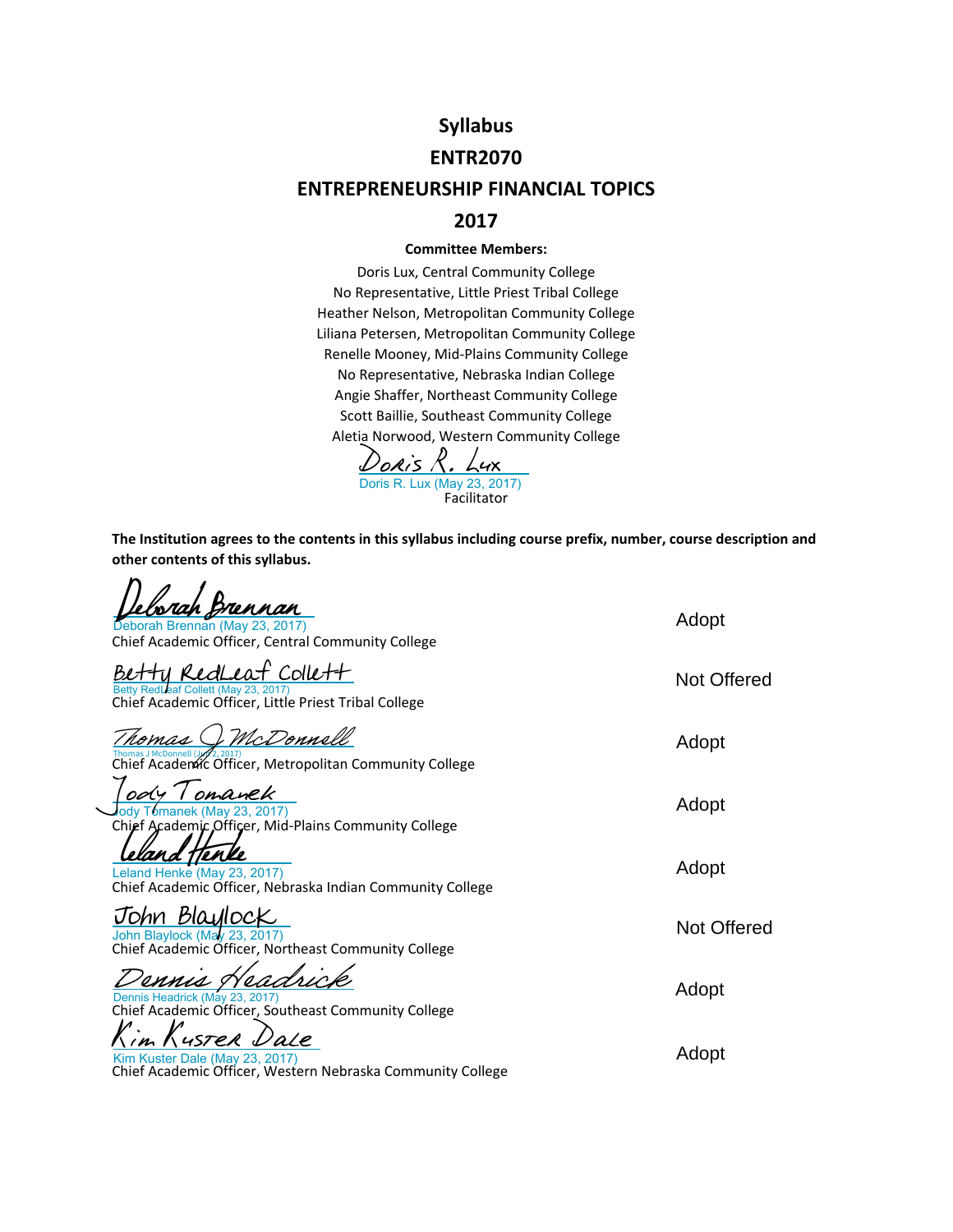# Syllabus

## ENTR2070

## ENTREPRENEURSHIP FINANCIAL TOPICS

## 2017

**Committee Members:**

Doris Lux, Central Community College
No Representative, Little Priest Tribal College
Heather Nelson, Metropolitan Community College
Liliana Petersen, Metropolitan Community College
Renelle Mooney, Mid-Plains Community College
No Representative, Nebraska Indian College
Angie Shaffer, Northeast Community College
Scott Baillie, Southeast Community College
Aletia Norwood, Western Community College

Doris R. Lux
Doris R. Lux (May 23, 2017)
Facilitator

**The Institution agrees to the contents in this syllabus including course prefix, number, course description and other contents of this syllabus.**

| Signature | Decision |
|---|---|
| Deborah Brennan<br>Deborah Brennan (May 23, 2017)<br>Chief Academic Officer, Central Community College | Adopt |
| Betty RedLeaf Collett<br>Betty RedLeaf Collett (May 23, 2017)<br>Chief Academic Officer, Little Priest Tribal College | Not Offered |
| Thomas J McDonnell<br>Thomas J McDonnell (Jun 2, 2017)<br>Chief Academic Officer, Metropolitan Community College | Adopt |
| Jody Tomanek<br>Jody Tomanek (May 23, 2017)<br>Chief Academic Officer, Mid-Plains Community College | Adopt |
| Leland Henke<br>Leland Henke (May 23, 2017)<br>Chief Academic Officer, Nebraska Indian Community College | Adopt |
| John Blaylock<br>John Blaylock (May 23, 2017)<br>Chief Academic Officer, Northeast Community College | Not Offered |
| Dennis Headrick<br>Dennis Headrick (May 23, 2017)<br>Chief Academic Officer, Southeast Community College | Adopt |
| Kim Kuster Dale<br>Kim Kuster Dale (May 23, 2017)<br>Chief Academic Officer, Western Nebraska Community College | Adopt |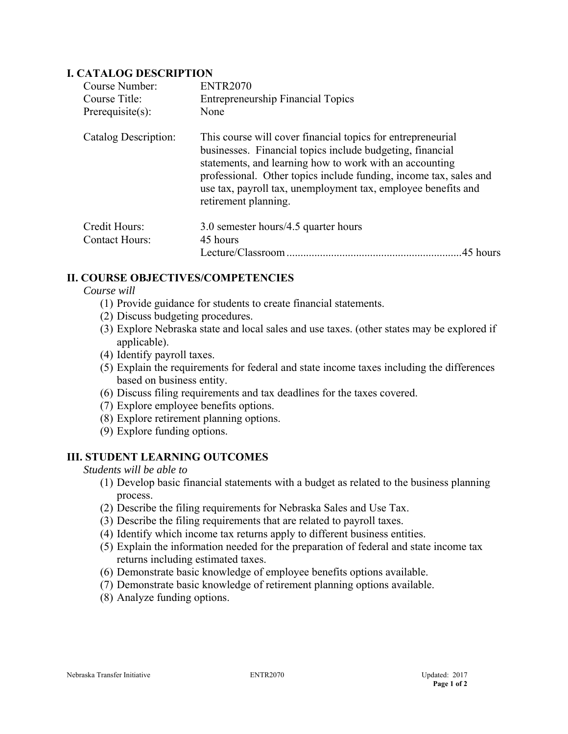## I. CATALOG DESCRIPTION

| | |
|---|---|
| Course Number: | ENTR2070 |
| Course Title: | Entrepreneurship Financial Topics |
| Prerequisite(s): | None |
| Catalog Description: | This course will cover financial topics for entrepreneurial businesses. Financial topics include budgeting, financial statements, and learning how to work with an accounting professional. Other topics include funding, income tax, sales and use tax, payroll tax, unemployment tax, employee benefits and retirement planning. |
| Credit Hours: | 3.0 semester hours/4.5 quarter hours |
| Contact Hours: | 45 hours<br>Lecture/Classroom ............................................................45 hours |

## II. COURSE OBJECTIVES/COMPETENCIES

*Course will*

(1) Provide guidance for students to create financial statements.
(2) Discuss budgeting procedures.
(3) Explore Nebraska state and local sales and use taxes. (other states may be explored if applicable).
(4) Identify payroll taxes.
(5) Explain the requirements for federal and state income taxes including the differences based on business entity.
(6) Discuss filing requirements and tax deadlines for the taxes covered.
(7) Explore employee benefits options.
(8) Explore retirement planning options.
(9) Explore funding options.

## III. STUDENT LEARNING OUTCOMES

*Students will be able to*

(1) Develop basic financial statements with a budget as related to the business planning process.
(2) Describe the filing requirements for Nebraska Sales and Use Tax.
(3) Describe the filing requirements that are related to payroll taxes.
(4) Identify which income tax returns apply to different business entities.
(5) Explain the information needed for the preparation of federal and state income tax returns including estimated taxes.
(6) Demonstrate basic knowledge of employee benefits options available.
(7) Demonstrate basic knowledge of retirement planning options available.
(8) Analyze funding options.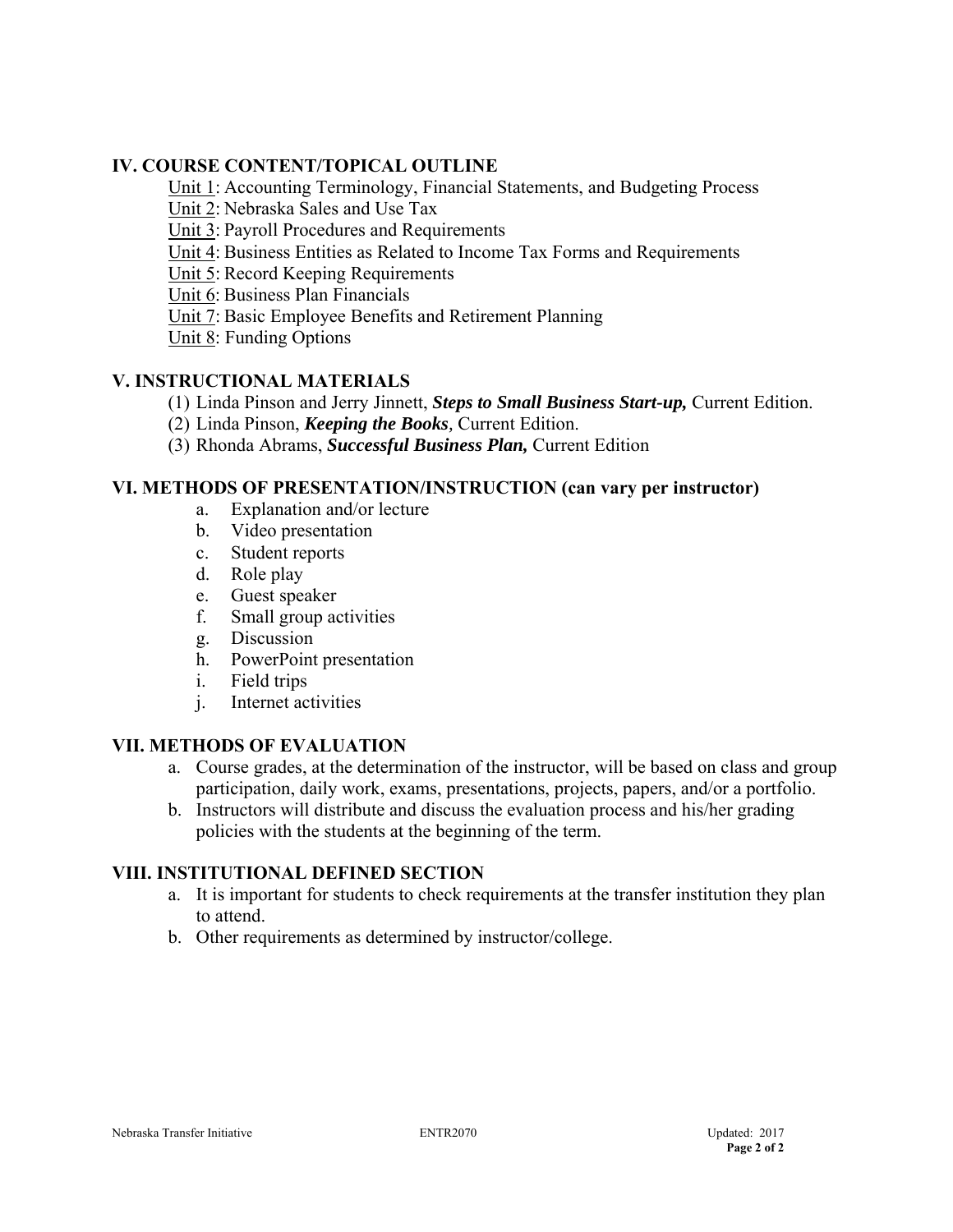## IV. COURSE CONTENT/TOPICAL OUTLINE

Unit 1: Accounting Terminology, Financial Statements, and Budgeting Process
Unit 2: Nebraska Sales and Use Tax
Unit 3: Payroll Procedures and Requirements
Unit 4: Business Entities as Related to Income Tax Forms and Requirements
Unit 5: Record Keeping Requirements
Unit 6: Business Plan Financials
Unit 7: Basic Employee Benefits and Retirement Planning
Unit 8: Funding Options

## V. INSTRUCTIONAL MATERIALS

(1) Linda Pinson and Jerry Jinnett, ***Steps to Small Business Start-up,*** Current Edition.
(2) Linda Pinson, ***Keeping the Books***, Current Edition.
(3) Rhonda Abrams, ***Successful Business Plan,*** Current Edition

## VI. METHODS OF PRESENTATION/INSTRUCTION (can vary per instructor)

a. Explanation and/or lecture
b. Video presentation
c. Student reports
d. Role play
e. Guest speaker
f. Small group activities
g. Discussion
h. PowerPoint presentation
i. Field trips
j. Internet activities

## VII. METHODS OF EVALUATION

a. Course grades, at the determination of the instructor, will be based on class and group participation, daily work, exams, presentations, projects, papers, and/or a portfolio.
b. Instructors will distribute and discuss the evaluation process and his/her grading policies with the students at the beginning of the term.

## VIII. INSTITUTIONAL DEFINED SECTION

a. It is important for students to check requirements at the transfer institution they plan to attend.
b. Other requirements as determined by instructor/college.